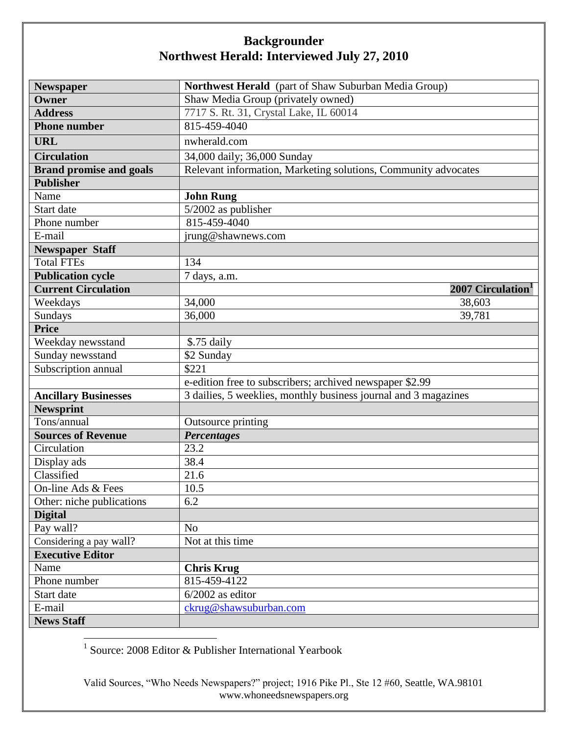# Backgrounder
## Northwest Herald: Interviewed July 27, 2010

| | | |
|---|---|---|
| **Newspaper** | **Northwest Herald** (part of Shaw Suburban Media Group) | |
| **Owner** | Shaw Media Group (privately owned) | |
| **Address** | 7717 S. Rt. 31, Crystal Lake, IL 60014 | |
| **Phone number** | 815-459-4040 | |
| **URL** | nwherald.com | |
| **Circulation** | 34,000 daily; 36,000 Sunday | |
| **Brand promise and goals** | Relevant information, Marketing solutions, Community advocates | |
| **Publisher** | | |
| Name | **John Rung** | |
| Start date | 5/2002 as publisher | |
| Phone number | 815-459-4040 | |
| E-mail | jrung@shawnews.com | |
| **Newspaper Staff** | | |
| Total FTEs | 134 | |
| **Publication cycle** | 7 days, a.m. | |
| **Current Circulation** | | **2007 Circulation[1]** |
| Weekdays | 34,000 | 38,603 |
| Sundays | 36,000 | 39,781 |
| **Price** | | |
| Weekday newsstand | $.75 daily | |
| Sunday newsstand | $2 Sunday | |
| Subscription annual | $221 | |
| | e-edition free to subscribers; archived newspaper $2.99 | |
| **Ancillary Businesses** | 3 dailies, 5 weeklies, monthly business journal and 3 magazines | |
| **Newsprint** | | |
| Tons/annual | Outsource printing | |
| **Sources of Revenue** | ***Percentages*** | |
| Circulation | 23.2 | |
| Display ads | 38.4 | |
| Classified | 21.6 | |
| On-line Ads & Fees | 10.5 | |
| Other: niche publications | 6.2 | |
| **Digital** | | |
| Pay wall? | No | |
| Considering a pay wall? | Not at this time | |
| **Executive Editor** | | |
| Name | **Chris Krug** | |
| Phone number | 815-459-4122 | |
| Start date | 6/2002 as editor | |
| E-mail | ckrug@shawsuburban.com | |
| **News Staff** | | |

[1] Source: 2008 Editor & Publisher International Yearbook

Valid Sources, "Who Needs Newspapers?" project; 1916 Pike Pl., Ste 12 #60, Seattle, WA.98101
www.whoneedsnewspapers.org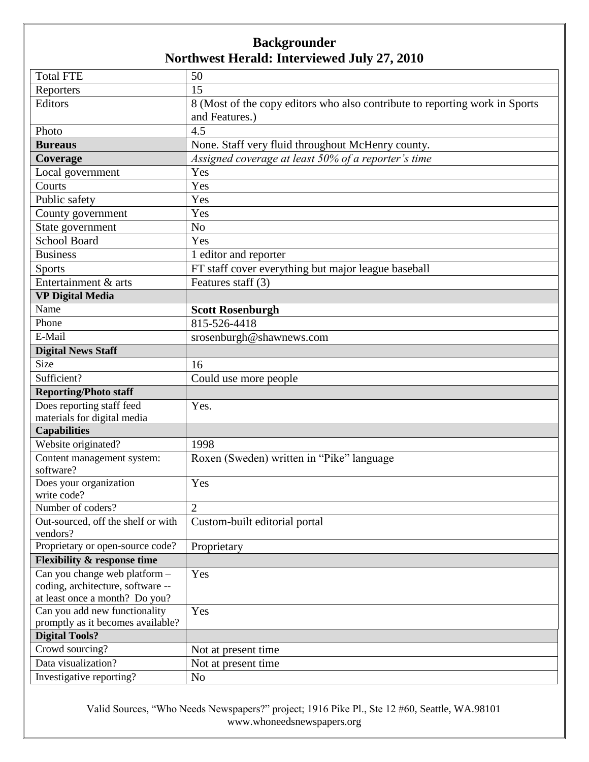# Backgrounder
## Northwest Herald: Interviewed July 27, 2010

| | |
|---|---|
| Total FTE | 50 |
| Reporters | 15 |
| Editors | 8 (Most of the copy editors who also contribute to reporting work in Sports and Features.) |
| Photo | 4.5 |
| **Bureaus** | None. Staff very fluid throughout McHenry county. |
| **Coverage** | *Assigned coverage at least 50% of a reporter's time* |
| Local government | Yes |
| Courts | Yes |
| Public safety | Yes |
| County government | Yes |
| State government | No |
| School Board | Yes |
| Business | 1 editor and reporter |
| Sports | FT staff cover everything but major league baseball |
| Entertainment & arts | Features staff (3) |
| **VP Digital Media** | |
| Name | **Scott Rosenburgh** |
| Phone | 815-526-4418 |
| E-Mail | srosenburgh@shawnews.com |
| **Digital News Staff** | |
| Size | 16 |
| Sufficient? | Could use more people |
| **Reporting/Photo staff** | |
| Does reporting staff feed materials for digital media | Yes. |
| **Capabilities** | |
| Website originated? | 1998 |
| Content management system: software? | Roxen (Sweden) written in "Pike" language |
| Does your organization write code? | Yes |
| Number of coders? | 2 |
| Out-sourced, off the shelf or with vendors? | Custom-built editorial portal |
| Proprietary or open-source code? | Proprietary |
| **Flexibility & response time** | |
| Can you change web platform – coding, architecture, software -- at least once a month? Do you? | Yes |
| Can you add new functionality promptly as it becomes available? | Yes |
| **Digital Tools?** | |
| Crowd sourcing? | Not at present time |
| Data visualization? | Not at present time |
| Investigative reporting? | No |

Valid Sources, "Who Needs Newspapers?" project; 1916 Pike Pl., Ste 12 #60, Seattle, WA.98101
www.whoneedsnewspapers.org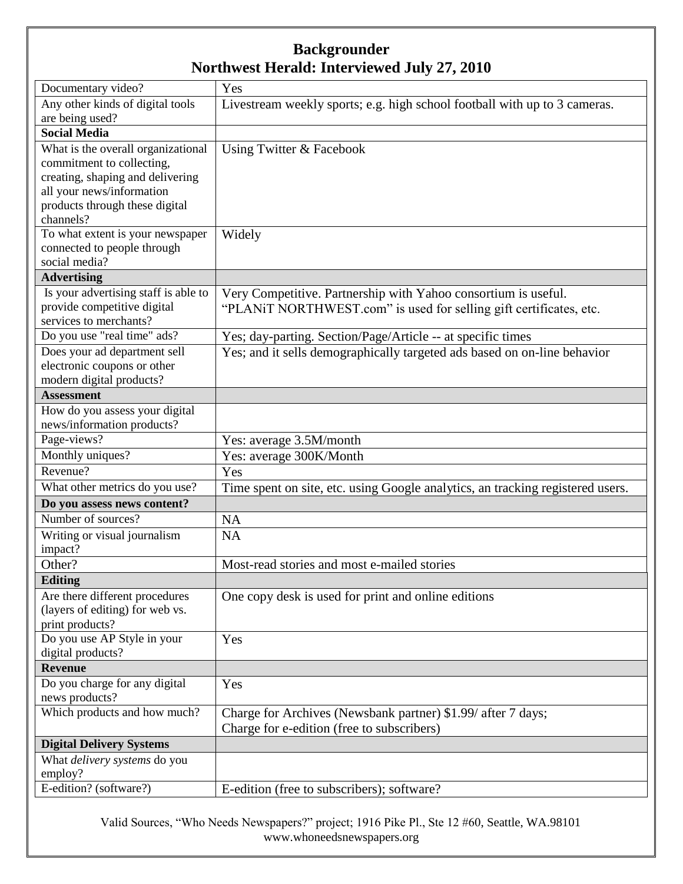## Backgrounder
## Northwest Herald: Interviewed July 27, 2010

| | |
|---|---|
| Documentary video? | Yes |
| Any other kinds of digital tools are being used? | Livestream weekly sports; e.g. high school football with up to 3 cameras. |
| **Social Media** | |
| What is the overall organizational commitment to collecting, creating, shaping and delivering all your news/information products through these digital channels? | Using Twitter & Facebook |
| To what extent is your newspaper connected to people through social media? | Widely |
| **Advertising** | |
| Is your advertising staff is able to provide competitive digital services to merchants? | Very Competitive. Partnership with Yahoo consortium is useful. "PLANiT NORTHWEST.com" is used for selling gift certificates, etc. |
| Do you use "real time" ads? | Yes; day-parting. Section/Page/Article -- at specific times |
| Does your ad department sell electronic coupons or other modern digital products? | Yes; and it sells demographically targeted ads based on on-line behavior |
| **Assessment** | |
| How do you assess your digital news/information products? | |
| Page-views? | Yes: average 3.5M/month |
| Monthly uniques? | Yes: average 300K/Month |
| Revenue? | Yes |
| What other metrics do you use? | Time spent on site, etc. using Google analytics, an tracking registered users. |
| **Do you assess news content?** | |
| Number of sources? | NA |
| Writing or visual journalism impact? | NA |
| Other? | Most-read stories and most e-mailed stories |
| **Editing** | |
| Are there different procedures (layers of editing) for web vs. print products? | One copy desk is used for print and online editions |
| Do you use AP Style in your digital products? | Yes |
| **Revenue** | |
| Do you charge for any digital news products? | Yes |
| Which products and how much? | Charge for Archives (Newsbank partner) $1.99/ after 7 days; Charge for e-edition (free to subscribers) |
| **Digital Delivery Systems** | |
| What *delivery systems* do you employ? | |
| E-edition? (software?) | E-edition (free to subscribers); software? |

Valid Sources, "Who Needs Newspapers?" project; 1916 Pike Pl., Ste 12 #60, Seattle, WA.98101
www.whoneedsnewspapers.org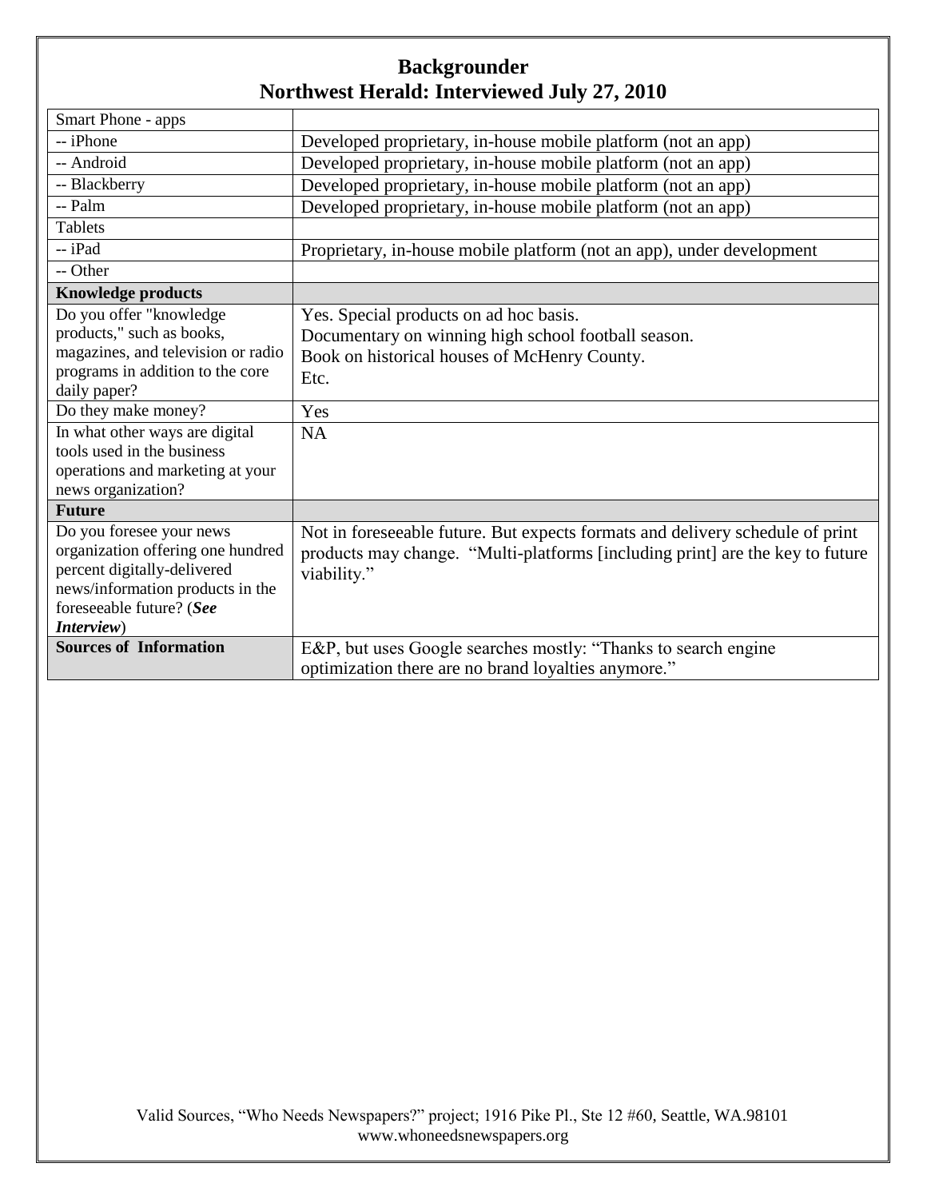# Backgrounder
## Northwest Herald: Interviewed July 27, 2010

| | |
|---|---|
| Smart Phone - apps | |
| -- iPhone | Developed proprietary, in-house mobile platform (not an app) |
| -- Android | Developed proprietary, in-house mobile platform (not an app) |
| -- Blackberry | Developed proprietary, in-house mobile platform (not an app) |
| -- Palm | Developed proprietary, in-house mobile platform (not an app) |
| Tablets | |
| -- iPad | Proprietary, in-house mobile platform (not an app), under development |
| -- Other | |
| **Knowledge products** | |
| Do you offer "knowledge products," such as books, magazines, and television or radio programs in addition to the core daily paper? | Yes. Special products on ad hoc basis.<br>Documentary on winning high school football season.<br>Book on historical houses of McHenry County.<br>Etc. |
| Do they make money? | Yes |
| In what other ways are digital tools used in the business operations and marketing at your news organization? | NA |
| **Future** | |
| Do you foresee your news organization offering one hundred percent digitally-delivered news/information products in the foreseeable future? (***See Interview***) | Not in foreseeable future. But expects formats and delivery schedule of print products may change. "Multi-platforms [including print] are the key to future viability." |
| **Sources of Information** | E&P, but uses Google searches mostly: "Thanks to search engine optimization there are no brand loyalties anymore." |

Valid Sources, "Who Needs Newspapers?" project; 1916 Pike Pl., Ste 12 #60, Seattle, WA.98101
www.whoneedsnewspapers.org